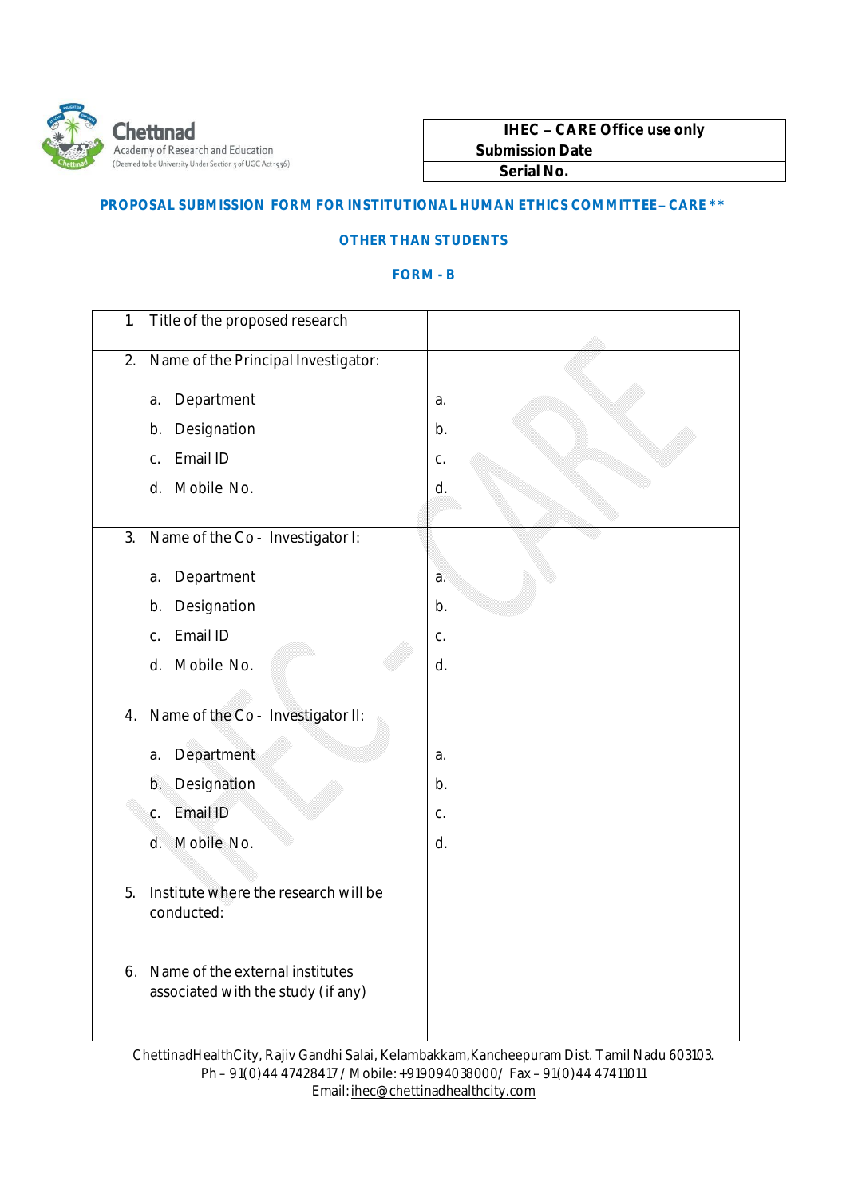**Chettinad** Academy of Research and Education
(Deemed to be University Under Section 3 of UGC Act 1956)

| IHEC – CARE Office use only | |
|---|---|
| Submission Date | |
| Serial No. | |

## PROPOSAL SUBMISSION FORM FOR INSTITUTIONAL HUMAN ETHICS COMMITTEE– CARE **

### OTHER THAN STUDENTS

### FORM - B

| | |
|---|---|
| 1. Title of the proposed research | |
| 2. Name of the Principal Investigator:<br><br>a. Department<br>b. Designation<br>c. Email ID<br>d. Mobile No. | <br><br>a.<br>b.<br>c.<br>d. |
| 3. Name of the Co - Investigator I:<br><br>a. Department<br>b. Designation<br>c. Email ID<br>d. Mobile No. | <br><br>a.<br>b.<br>c.<br>d. |
| 4. Name of the Co - Investigator II:<br><br>a. Department<br>b. Designation<br>c. Email ID<br>d. Mobile No. | <br><br>a.<br>b.<br>c.<br>d. |
| 5. Institute where the research will be conducted: | |
| 6. Name of the external institutes associated with the study (if any) | |

ChettinadHealthCity, Rajiv Gandhi Salai, Kelambakkam,Kancheepuram Dist. Tamil Nadu 603103.
Ph – 91(0)44 47428417 / Mobile: +919094038000/ Fax – 91(0)44 47411011
Email: ihec@chettinadhealthcity.com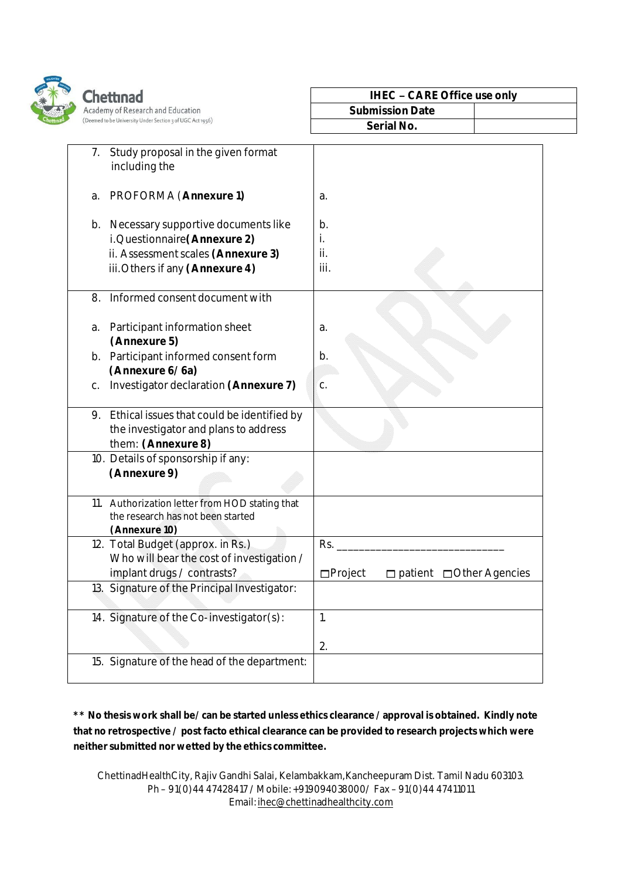Chettinad Academy of Research and Education (Deemed to be University Under Section 3 of UGC Act 1956)

| IHEC – CARE Office use only | |
|---|---|
| **Submission Date** | |
| **Serial No.** | |

| | |
|---|---|
| 7. Study proposal in the given format including the<br><br>a. PROFORMA (**Annexure 1)**<br><br>b. Necessary supportive documents like<br>i. Questionnaire **(Annexure 2)**<br>ii. Assessment scales **(Annexure 3)**<br>iii. Others if any **(Annexure 4)** | <br><br>a.<br><br>b.<br>i.<br>ii.<br>iii. |
| 8. Informed consent document with<br><br>a. Participant information sheet **(Annexure 5)**<br>b. Participant informed consent form **(Annexure 6/ 6a)**<br>c. Investigator declaration **(Annexure 7)** | <br><br>a.<br>b.<br>c. |
| 9. Ethical issues that could be identified by the investigator and plans to address them: **(Annexure 8)** | |
| 10. Details of sponsorship if any: **(Annexure 9)** | |
| 11. Authorization letter from HOD stating that the research has not been started **(Annexure 10)** | |
| 12. Total Budget (approx. in Rs.) Who will bear the cost of investigation / implant drugs / contrasts? | Rs. ____________________________<br><br>☐Project ☐ patient ☐Other Agencies |
| 13. Signature of the Principal Investigator: | |
| 14. Signature of the Co-investigator(s): | 1.<br><br>2. |
| 15. Signature of the head of the department: | |

**\*\* No thesis work shall be/ can be started unless ethics clearance / approval is obtained. Kindly note that no retrospective / post facto ethical clearance can be provided to research projects which were neither submitted nor wetted by the ethics committee.**

ChettinadHealthCity, Rajiv Gandhi Salai, Kelambakkam, Kancheepuram Dist. Tamil Nadu 603103.
Ph – 91(0)44 47428417 / Mobile: +919094038000/ Fax – 91(0)44 47411011
Email: ihec@chettinadhealthcity.com